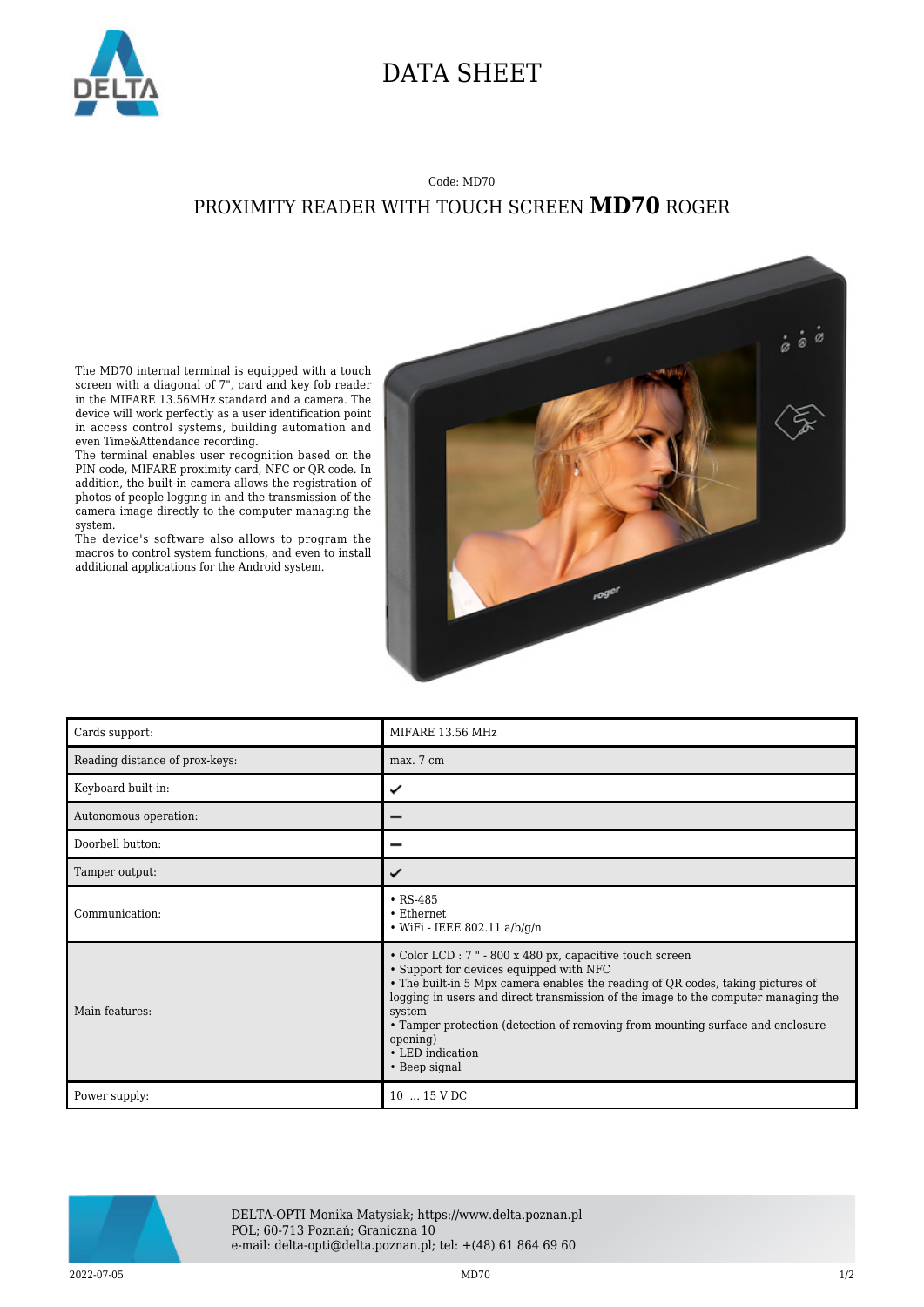# DATA SHEET

Code: MD70

## PROXIMITY READER WITH TOUCH SCREEN **MD70** ROGER

The MD70 internal terminal is equipped with a touch screen with a diagonal of 7", card and key fob reader in the MIFARE 13.56MHz standard and a camera. The device will work perfectly as a user identification point in access control systems, building automation and even Time&Attendance recording.

The terminal enables user recognition based on the PIN code, MIFARE proximity card, NFC or QR code. In addition, the built-in camera allows the registration of photos of people logging in and the transmission of the camera image directly to the computer managing the system.

The device's software also allows to program the macros to control system functions, and even to install additional applications for the Android system.

| | |
|---|---|
| Cards support: | MIFARE 13.56 MHz |
| Reading distance of prox-keys: | max. 7 cm |
| Keyboard built-in: | ✔ |
| Autonomous operation: | – |
| Doorbell button: | – |
| Tamper output: | ✔ |
| Communication: | • RS-485<br>• Ethernet<br>• WiFi - IEEE 802.11 a/b/g/n |
| Main features: | • Color LCD : 7 " - 800 x 480 px, capacitive touch screen<br>• Support for devices equipped with NFC<br>• The built-in 5 Mpx camera enables the reading of QR codes, taking pictures of logging in users and direct transmission of the image to the computer managing the system<br>• Tamper protection (detection of removing from mounting surface and enclosure opening)<br>• LED indication<br>• Beep signal |
| Power supply: | 10 ... 15 V DC |

DELTA-OPTI Monika Matysiak; https://www.delta.poznan.pl
POL; 60-713 Poznań; Graniczna 10
e-mail: delta-opti@delta.poznan.pl; tel: +(48) 61 864 69 60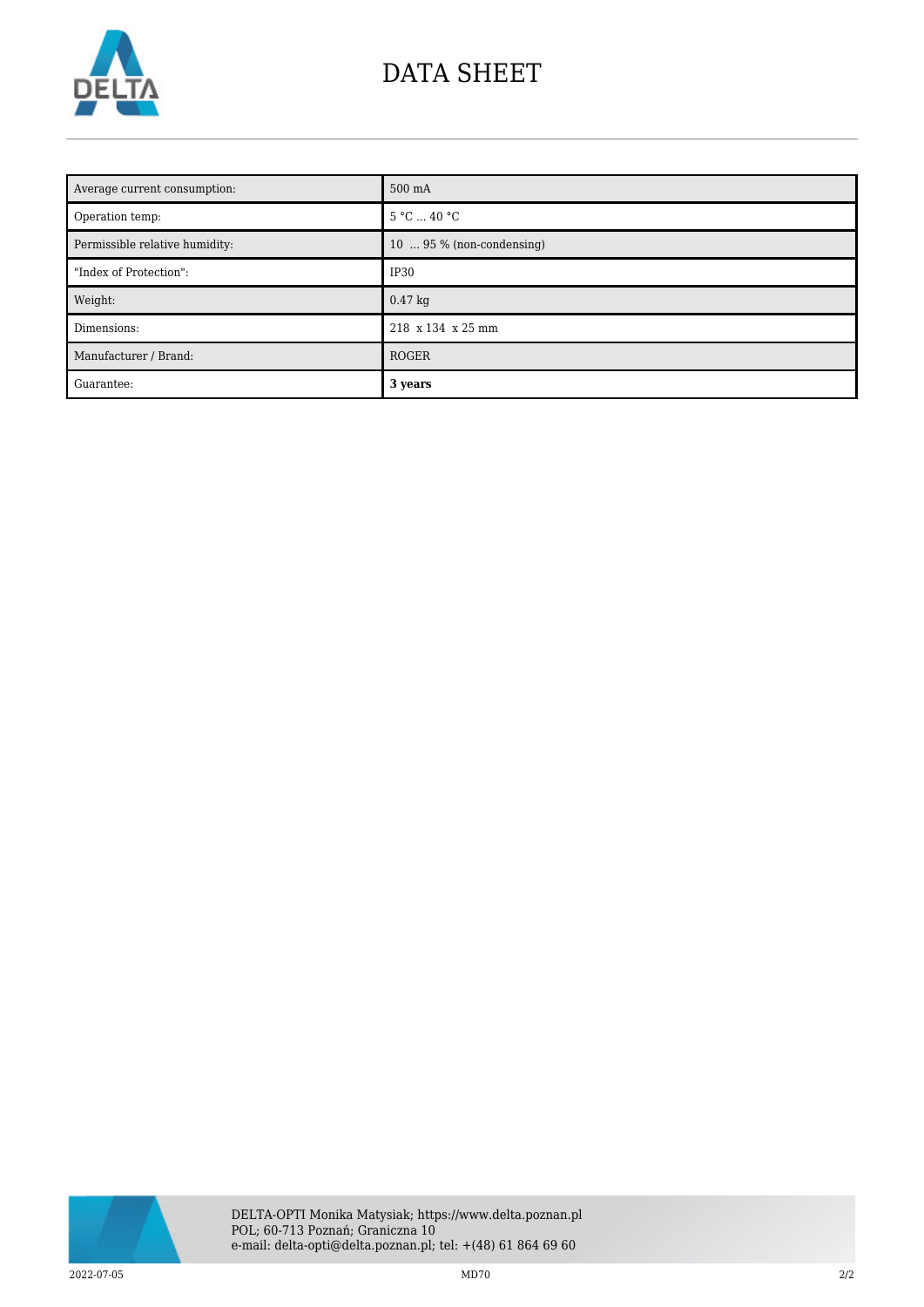# DATA SHEET

| | |
|---|---|
| Average current consumption: | 500 mA |
| Operation temp: | 5 °C ... 40 °C |
| Permissible relative humidity: | 10 ... 95 % (non-condensing) |
| "Index of Protection": | IP30 |
| Weight: | 0.47 kg |
| Dimensions: | 218 x 134 x 25 mm |
| Manufacturer / Brand: | ROGER |
| Guarantee: | **3 years** |

DELTA-OPTI Monika Matysiak; https://www.delta.poznan.pl
POL; 60-713 Poznań; Graniczna 10
e-mail: delta-opti@delta.poznan.pl; tel: +(48) 61 864 69 60

2022-07-05 MD70